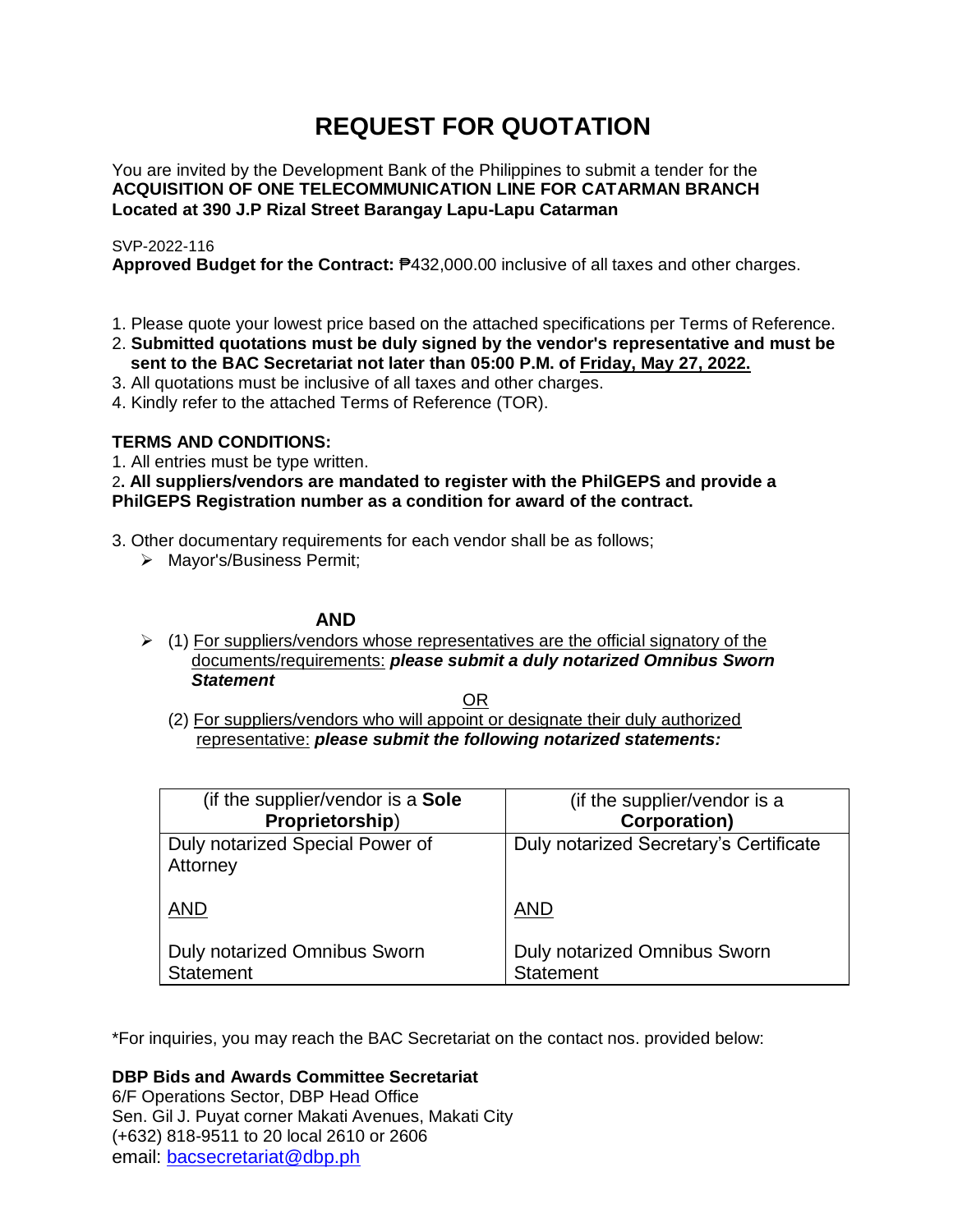# REQUEST FOR QUOTATION

You are invited by the Development Bank of the Philippines to submit a tender for the **ACQUISITION OF ONE TELECOMMUNICATION LINE FOR CATARMAN BRANCH Located at 390 J.P Rizal Street Barangay Lapu-Lapu Catarman**

SVP-2022-116
**Approved Budget for the Contract:** ₱432,000.00 inclusive of all taxes and other charges.

1. Please quote your lowest price based on the attached specifications per Terms of Reference.
2. **Submitted quotations must be duly signed by the vendor's representative and must be sent to the BAC Secretariat not later than 05:00 P.M. of <u>Friday, May 27, 2022.</u>**
3. All quotations must be inclusive of all taxes and other charges.
4. Kindly refer to the attached Terms of Reference (TOR).

**TERMS AND CONDITIONS:**

1. All entries must be type written.
2. **All suppliers/vendors are mandated to register with the PhilGEPS and provide a PhilGEPS Registration number as a condition for award of the contract.**
3. Other documentary requirements for each vendor shall be as follows;
   - Mayor's/Business Permit;

**AND**

- (1) <u>For suppliers/vendors whose representatives are the official signatory of the documents/requirements:</u> ***please submit a duly notarized Omnibus Sworn Statement***

  <u>OR</u>

  (2) <u>For suppliers/vendors who will appoint or designate their duly authorized representative:</u> ***please submit the following notarized statements:***

| (if the supplier/vendor is a **Sole Proprietorship**) | (if the supplier/vendor is a **Corporation)** |
|---|---|
| Duly notarized Special Power of Attorney<br><br><u>AND</u><br><br>Duly notarized Omnibus Sworn Statement | Duly notarized Secretary's Certificate<br><br><u>AND</u><br><br>Duly notarized Omnibus Sworn Statement |

*For inquiries, you may reach the BAC Secretariat on the contact nos. provided below:

**DBP Bids and Awards Committee Secretariat**
6/F Operations Sector, DBP Head Office
Sen. Gil J. Puyat corner Makati Avenues, Makati City
(+632) 818-9511 to 20 local 2610 or 2606
email: bacsecretariat@dbp.ph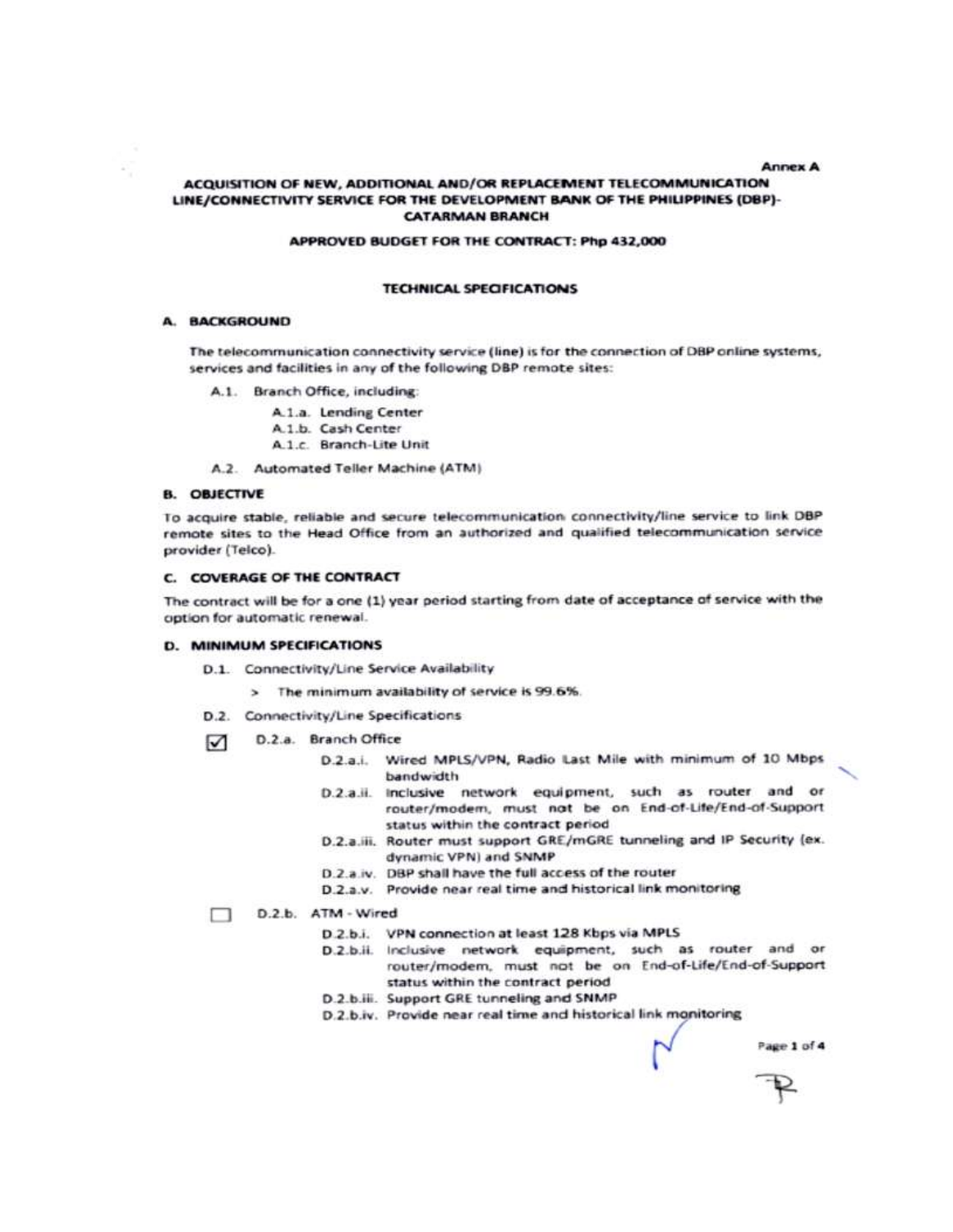Annex A

# ACQUISITION OF NEW, ADDITIONAL AND/OR REPLACEMENT TELECOMMUNICATION LINE/CONNECTIVITY SERVICE FOR THE DEVELOPMENT BANK OF THE PHILIPPINES (DBP)-CATARMAN BRANCH

**APPROVED BUDGET FOR THE CONTRACT: Php 432,000**

## TECHNICAL SPECIFICATIONS

### A. BACKGROUND

The telecommunication connectivity service (line) is for the connection of DBP online systems, services and facilities in any of the following DBP remote sites:

- A.1. Branch Office, including:
  - A.1.a. Lending Center
  - A.1.b. Cash Center
  - A.1.c. Branch-Lite Unit
- A.2. Automated Teller Machine (ATM)

### B. OBJECTIVE

To acquire stable, reliable and secure telecommunication connectivity/line service to link DBP remote sites to the Head Office from an authorized and qualified telecommunication service provider (Telco).

### C. COVERAGE OF THE CONTRACT

The contract will be for a one (1) year period starting from date of acceptance of service with the option for automatic renewal.

### D. MINIMUM SPECIFICATIONS

- D.1. Connectivity/Line Service Availability
  - > The minimum availability of service is 99.6%.
- D.2. Connectivity/Line Specifications

☑ D.2.a. Branch Office

- D.2.a.i. Wired MPLS/VPN, Radio Last Mile with minimum of 10 Mbps bandwidth
- D.2.a.ii. Inclusive network equipment, such as router and or router/modem, must not be on End-of-Life/End-of-Support status within the contract period
- D.2.a.iii. Router must support GRE/mGRE tunneling and IP Security (ex. dynamic VPN) and SNMP
- D.2.a.iv. DBP shall have the full access of the router
- D.2.a.v. Provide near real time and historical link monitoring

☐ D.2.b. ATM - Wired

- D.2.b.i. VPN connection at least 128 Kbps via MPLS
- D.2.b.ii. Inclusive network equipment, such as router and or router/modem, must not be on End-of-Life/End-of-Support status within the contract period
- D.2.b.iii. Support GRE tunneling and SNMP
- D.2.b.iv. Provide near real time and historical link monitoring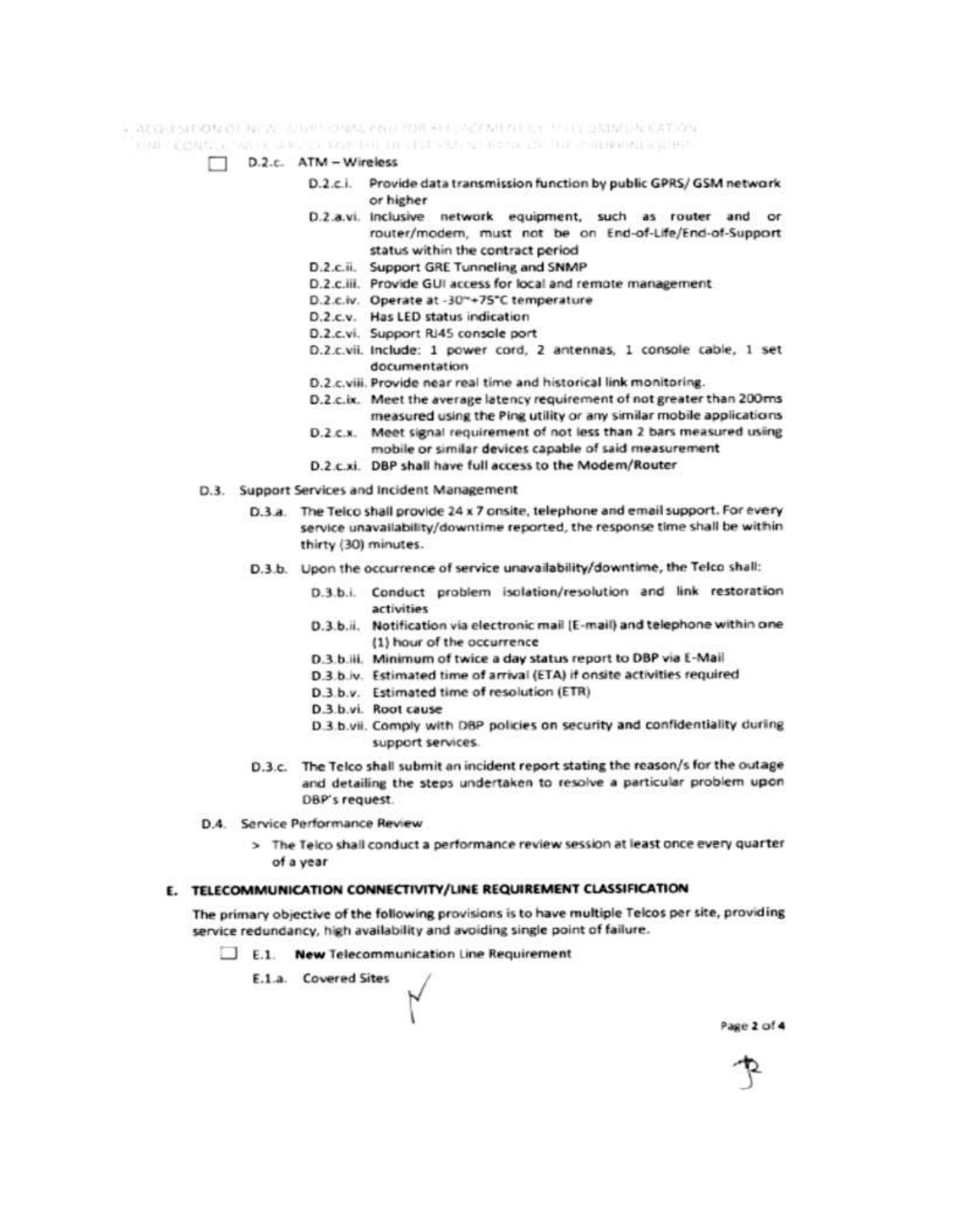- D.2.c. ATM – Wireless
  - D.2.c.i. Provide data transmission function by public GPRS/ GSM network or higher
  - D.2.a.vi. Inclusive network equipment, such as router and or router/modem, must not be on End-of-Life/End-of-Support status within the contract period
  - D.2.c.ii. Support GRE Tunneling and SNMP
  - D.2.c.iii. Provide GUI access for local and remote management
  - D.2.c.iv. Operate at -30~+75°C temperature
  - D.2.c.v. Has LED status indication
  - D.2.c.vi. Support RJ45 console port
  - D.2.c.vii. Include: 1 power cord, 2 antennas, 1 console cable, 1 set documentation
  - D.2.c.viii. Provide near real time and historical link monitoring.
  - D.2.c.ix. Meet the average latency requirement of not greater than 200ms measured using the Ping utility or any similar mobile applications
  - D.2.c.x. Meet signal requirement of not less than 2 bars measured using mobile or similar devices capable of said measurement
  - D.2.c.xi. DBP shall have full access to the Modem/Router

D.3. Support Services and Incident Management

D.3.a. The Telco shall provide 24 x 7 onsite, telephone and email support. For every service unavailability/downtime reported, the response time shall be within thirty (30) minutes.

D.3.b. Upon the occurrence of service unavailability/downtime, the Telco shall:

- D.3.b.i. Conduct problem isolation/resolution and link restoration activities
- D.3.b.ii. Notification via electronic mail (E-mail) and telephone within one (1) hour of the occurrence
- D.3.b.iii. Minimum of twice a day status report to DBP via E-Mail
- D.3.b.iv. Estimated time of arrival (ETA) if onsite activities required
- D.3.b.v. Estimated time of resolution (ETR)
- D.3.b.vi. Root cause
- D.3.b.vii. Comply with DBP policies on security and confidentiality during support services.

D.3.c. The Telco shall submit an incident report stating the reason/s for the outage and detailing the steps undertaken to resolve a particular problem upon DBP's request.

D.4. Service Performance Review

> The Telco shall conduct a performance review session at least once every quarter of a year

## E. TELECOMMUNICATION CONNECTIVITY/LINE REQUIREMENT CLASSIFICATION

The primary objective of the following provisions is to have multiple Telcos per site, providing service redundancy, high availability and avoiding single point of failure.

- E.1. **New** Telecommunication Line Requirement
  - E.1.a. Covered Sites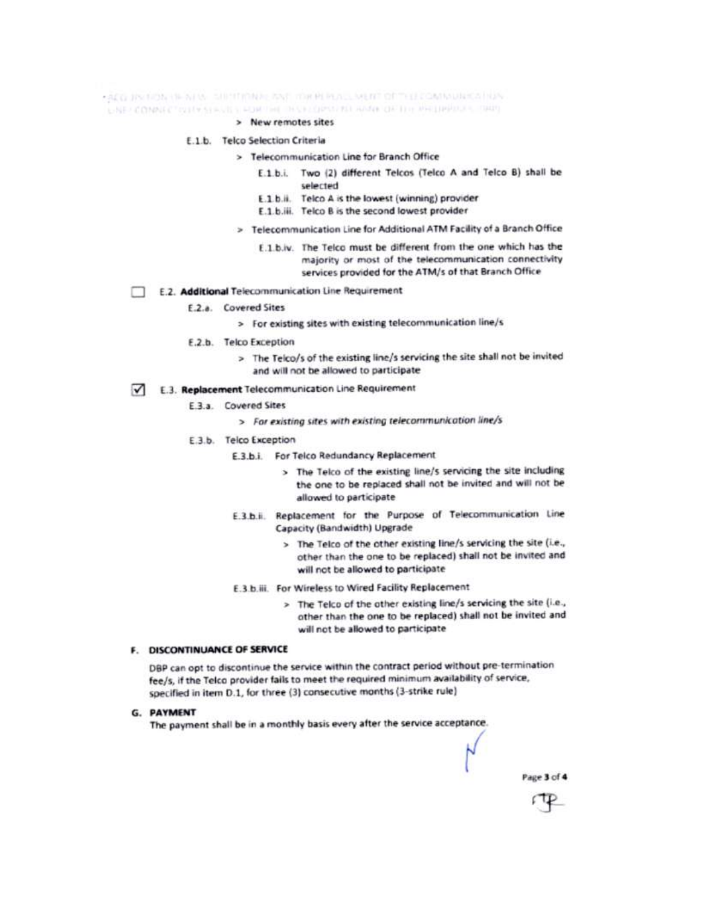> New remotes sites

E.1.b. Telco Selection Criteria

> Telecommunication Line for Branch Office

E.1.b.i. Two (2) different Telcos (Telco A and Telco B) shall be selected

E.1.b.ii. Telco A is the lowest (winning) provider

E.1.b.iii. Telco B is the second lowest provider

> Telecommunication Line for Additional ATM Facility of a Branch Office

E.1.b.iv. The Telco must be different from the one which has the majority or most of the telecommunication connectivity services provided for the ATM/s of that Branch Office

☐ E.2. **Additional** Telecommunication Line Requirement

E.2.a. Covered Sites

> For existing sites with existing telecommunication line/s

E.2.b. Telco Exception

> The Telco/s of the existing line/s servicing the site shall not be invited and will not be allowed to participate

☑ E.3. **Replacement** Telecommunication Line Requirement

E.3.a. Covered Sites

> *For existing sites with existing telecommunication line/s*

E.3.b. Telco Exception

E.3.b.i. For Telco Redundancy Replacement

> The Telco of the existing line/s servicing the site including the one to be replaced shall not be invited and will not be allowed to participate

E.3.b.ii. Replacement for the Purpose of Telecommunication Line Capacity (Bandwidth) Upgrade

> The Telco of the other existing line/s servicing the site (i.e., other than the one to be replaced) shall not be invited and will not be allowed to participate

E.3.b.iii. For Wireless to Wired Facility Replacement

> The Telco of the other existing line/s servicing the site (i.e., other than the one to be replaced) shall not be invited and will not be allowed to participate

## F. DISCONTINUANCE OF SERVICE

DBP can opt to discontinue the service within the contract period without pre-termination fee/s, if the Telco provider fails to meet the required minimum availability of service, specified in item D.1, for three (3) consecutive months (3-strike rule)

## G. PAYMENT

The payment shall be in a monthly basis every after the service acceptance.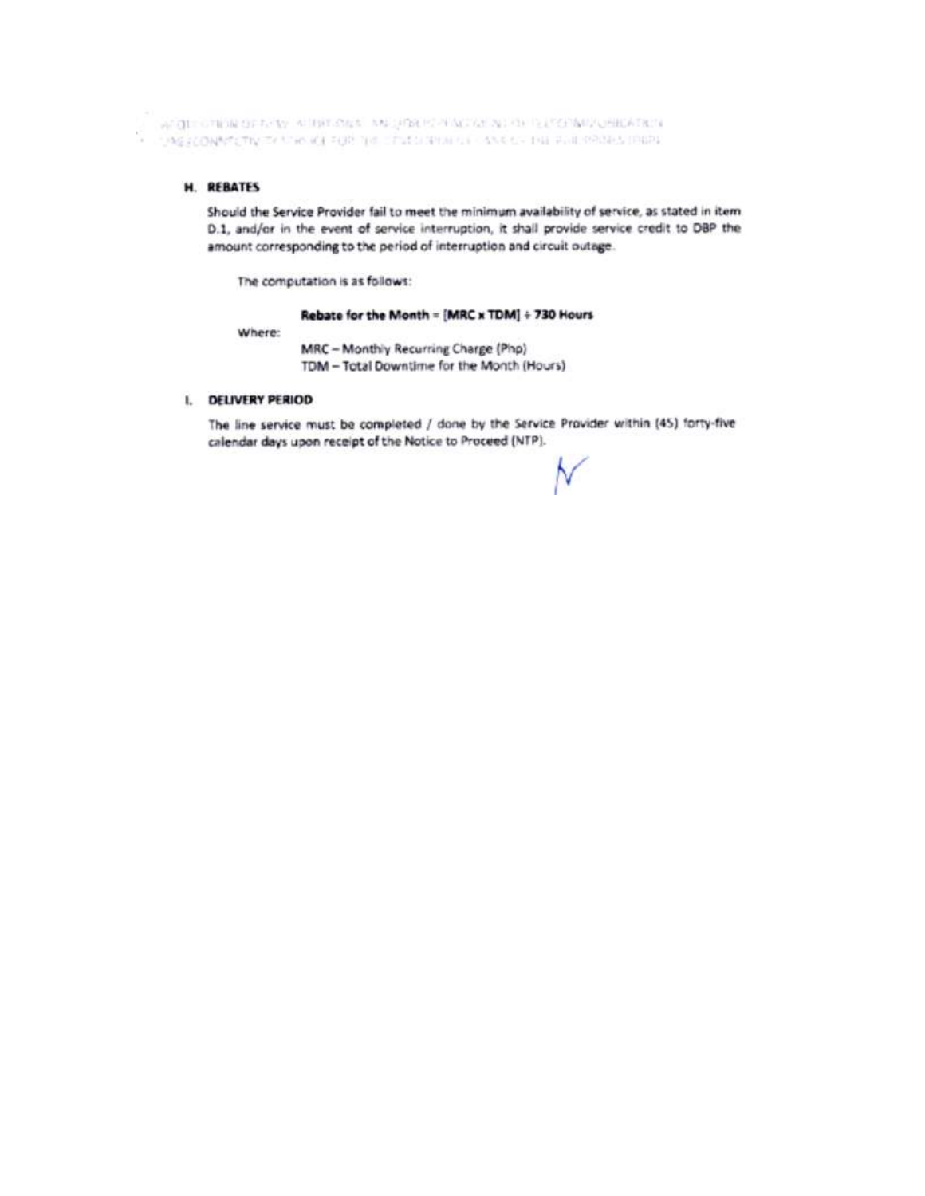## H. REBATES

Should the Service Provider fail to meet the minimum availability of service, as stated in item D.1, and/or in the event of service interruption, it shall provide service credit to DBP the amount corresponding to the period of interruption and circuit outage.

The computation is as follows:

**Rebate for the Month = [MRC x TDM] ÷ 730 Hours**

Where:

MRC – Monthly Recurring Charge (Php)
TDM – Total Downtime for the Month (Hours)

## I. DELIVERY PERIOD

The line service must be completed / done by the Service Provider within (45) forty-five calendar days upon receipt of the Notice to Proceed (NTP).